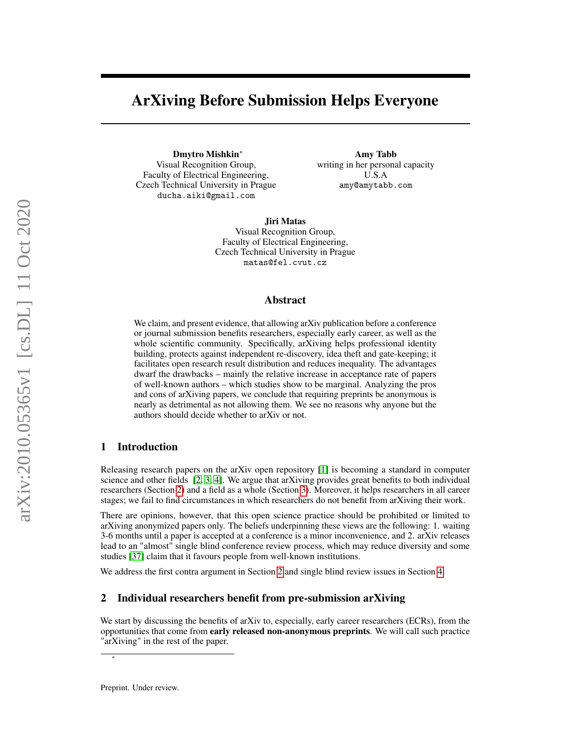# ArXiving Before Submission Helps Everyone

**Dmytro Mishkin***
Visual Recognition Group,
Faculty of Electrical Engineering,
Czech Technical University in Prague
ducha.aiki@gmail.com

**Amy Tabb**
writing in her personal capacity
U.S.A
amy@amytabb.com

**Jiri Matas**
Visual Recognition Group,
Faculty of Electrical Engineering,
Czech Technical University in Prague
matas@fel.cvut.cz

## Abstract

We claim, and present evidence, that allowing arXiv publication before a conference or journal submission benefits researchers, especially early career, as well as the whole scientific community. Specifically, arXiving helps professional identity building, protects against independent re-discovery, idea theft and gate-keeping; it facilitates open research result distribution and reduces inequality. The advantages dwarf the drawbacks – mainly the relative increase in acceptance rate of papers of well-known authors – which studies show to be marginal. Analyzing the pros and cons of arXiving papers, we conclude that requiring preprints be anonymous is nearly as detrimental as not allowing them. We see no reasons why anyone but the authors should decide whether to arXiv or not.

## 1 Introduction

Releasing research papers on the arXiv open repository [1] is becoming a standard in computer science and other fields [2, 3, 4]. We argue that arXiving provides great benefits to both individual researchers (Section 2) and a field as a whole (Section 3). Moreover, it helps researchers in all career stages; we fail to find circumstances in which researchers do not benefit from arXiving their work.

There are opinions, however, that this open science practice should be prohibited or limited to arXiving anonymized papers only. The beliefs underpinning these views are the following: 1. waiting 3-6 months until a paper is accepted at a conference is a minor inconvenience, and 2. arXiv releases lead to an "almost" single blind conference review process, which may reduce diversity and some studies [37] claim that it favours people from well-known institutions.

We address the first contra argument in Section 2 and single blind review issues in Section 4.

## 2 Individual researchers benefit from pre-submission arXiving

We start by discussing the benefits of arXiv to, especially, early career researchers (ECRs), from the opportunities that come from **early released non-anonymous preprints**. We will call such practice "arXiving" in the rest of the paper.

*

Preprint. Under review.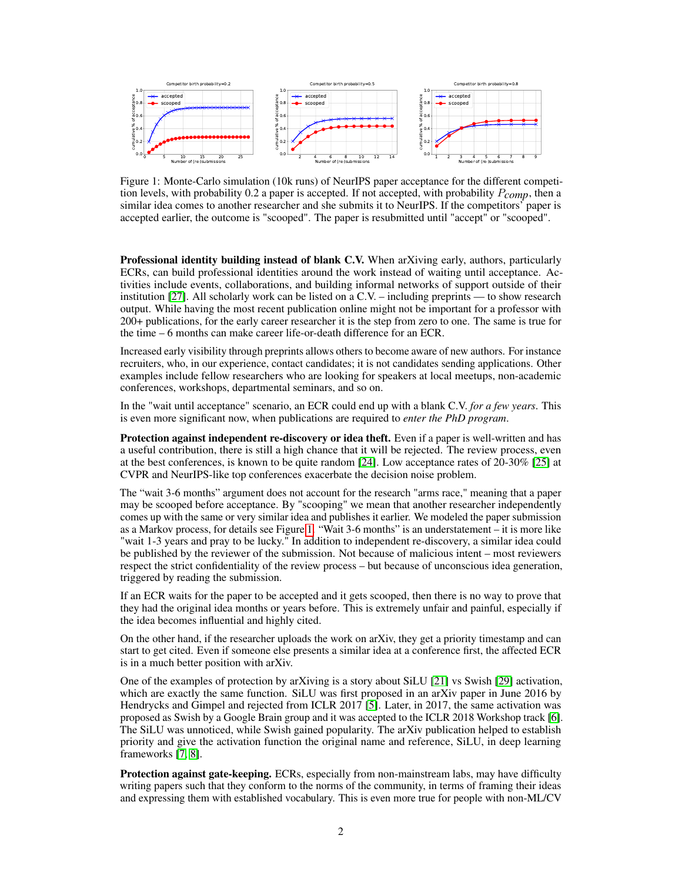Figure 1: Monte-Carlo simulation (10k runs) of NeurIPS paper acceptance for the different competition levels, with probability 0.2 a paper is accepted. If not accepted, with probability $P_{comp}$, then a similar idea comes to another researcher and she submits it to NeurIPS. If the competitors' paper is accepted earlier, the outcome is "scooped". The paper is resubmitted until "accept" or "scooped".

**Professional identity building instead of blank C.V.** When arXiving early, authors, particularly ECRs, can build professional identities around the work instead of waiting until acceptance. Activities include events, collaborations, and building informal networks of support outside of their institution [27]. All scholarly work can be listed on a C.V. – including preprints — to show research output. While having the most recent publication online might not be important for a professor with 200+ publications, for the early career researcher it is the step from zero to one. The same is true for the time – 6 months can make career life-or-death difference for an ECR.

Increased early visibility through preprints allows others to become aware of new authors. For instance recruiters, who, in our experience, contact candidates; it is not candidates sending applications. Other examples include fellow researchers who are looking for speakers at local meetups, non-academic conferences, workshops, departmental seminars, and so on.

In the "wait until acceptance" scenario, an ECR could end up with a blank C.V. *for a few years*. This is even more significant now, when publications are required to *enter the PhD program*.

**Protection against independent re-discovery or idea theft.** Even if a paper is well-written and has a useful contribution, there is still a high chance that it will be rejected. The review process, even at the best conferences, is known to be quite random [24]. Low acceptance rates of 20-30% [25] at CVPR and NeurIPS-like top conferences exacerbate the decision noise problem.

The "wait 3-6 months" argument does not account for the research "arms race," meaning that a paper may be scooped before acceptance. By "scooping" we mean that another researcher independently comes up with the same or very similar idea and publishes it earlier. We modeled the paper submission as a Markov process, for details see Figure 1. "Wait 3-6 months" is an understatement – it is more like "wait 1-3 years and pray to be lucky." In addition to independent re-discovery, a similar idea could be published by the reviewer of the submission. Not because of malicious intent – most reviewers respect the strict confidentiality of the review process – but because of unconscious idea generation, triggered by reading the submission.

If an ECR waits for the paper to be accepted and it gets scooped, then there is no way to prove that they had the original idea months or years before. This is extremely unfair and painful, especially if the idea becomes influential and highly cited.

On the other hand, if the researcher uploads the work on arXiv, they get a priority timestamp and can start to get cited. Even if someone else presents a similar idea at a conference first, the affected ECR is in a much better position with arXiv.

One of the examples of protection by arXiving is a story about SiLU [21] vs Swish [29] activation, which are exactly the same function. SiLU was first proposed in an arXiv paper in June 2016 by Hendrycks and Gimpel and rejected from ICLR 2017 [5]. Later, in 2017, the same activation was proposed as Swish by a Google Brain group and it was accepted to the ICLR 2018 Workshop track [6]. The SiLU was unnoticed, while Swish gained popularity. The arXiv publication helped to establish priority and give the activation function the original name and reference, SiLU, in deep learning frameworks [7, 8].

**Protection against gate-keeping.** ECRs, especially from non-mainstream labs, may have difficulty writing papers such that they conform to the norms of the community, in terms of framing their ideas and expressing them with established vocabulary. This is even more true for people with non-ML/CV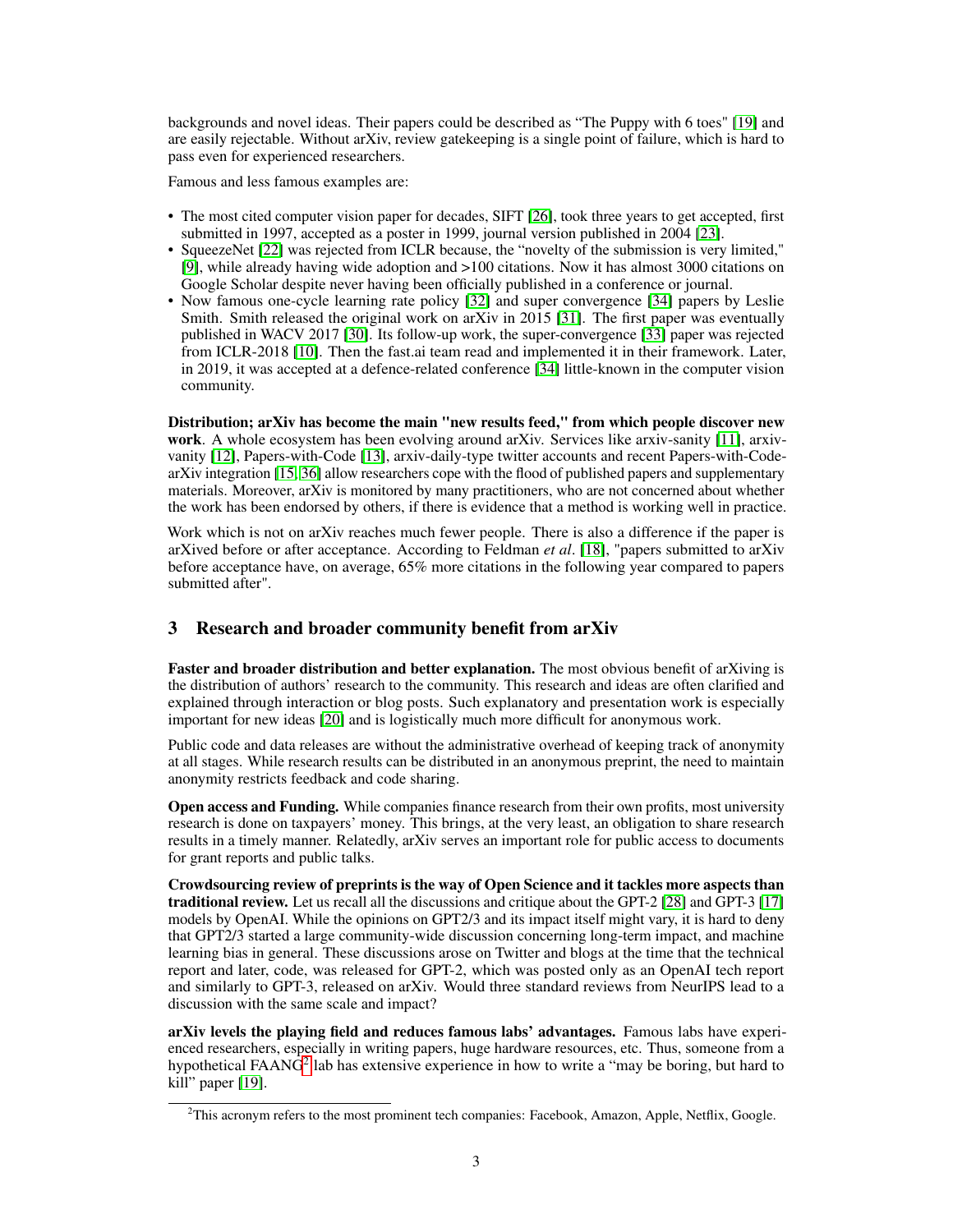backgrounds and novel ideas. Their papers could be described as "The Puppy with 6 toes" [19] and are easily rejectable. Without arXiv, review gatekeeping is a single point of failure, which is hard to pass even for experienced researchers.

Famous and less famous examples are:

- The most cited computer vision paper for decades, SIFT [26], took three years to get accepted, first submitted in 1997, accepted as a poster in 1999, journal version published in 2004 [23].
- SqueezeNet [22] was rejected from ICLR because, the "novelty of the submission is very limited," [9], while already having wide adoption and >100 citations. Now it has almost 3000 citations on Google Scholar despite never having been officially published in a conference or journal.
- Now famous one-cycle learning rate policy [32] and super convergence [34] papers by Leslie Smith. Smith released the original work on arXiv in 2015 [31]. The first paper was eventually published in WACV 2017 [30]. Its follow-up work, the super-convergence [33] paper was rejected from ICLR-2018 [10]. Then the fast.ai team read and implemented it in their framework. Later, in 2019, it was accepted at a defence-related conference [34] little-known in the computer vision community.

**Distribution; arXiv has become the main "new results feed," from which people discover new work**. A whole ecosystem has been evolving around arXiv. Services like arxiv-sanity [11], arxiv-vanity [12], Papers-with-Code [13], arxiv-daily-type twitter accounts and recent Papers-with-Code-arXiv integration [15, 36] allow researchers cope with the flood of published papers and supplementary materials. Moreover, arXiv is monitored by many practitioners, who are not concerned about whether the work has been endorsed by others, if there is evidence that a method is working well in practice.

Work which is not on arXiv reaches much fewer people. There is also a difference if the paper is arXived before or after acceptance. According to Feldman *et al*. [18], "papers submitted to arXiv before acceptance have, on average, 65% more citations in the following year compared to papers submitted after".

## 3 Research and broader community benefit from arXiv

**Faster and broader distribution and better explanation.** The most obvious benefit of arXiving is the distribution of authors' research to the community. This research and ideas are often clarified and explained through interaction or blog posts. Such explanatory and presentation work is especially important for new ideas [20] and is logistically much more difficult for anonymous work.

Public code and data releases are without the administrative overhead of keeping track of anonymity at all stages. While research results can be distributed in an anonymous preprint, the need to maintain anonymity restricts feedback and code sharing.

**Open access and Funding.** While companies finance research from their own profits, most university research is done on taxpayers' money. This brings, at the very least, an obligation to share research results in a timely manner. Relatedly, arXiv serves an important role for public access to documents for grant reports and public talks.

**Crowdsourcing review of preprints is the way of Open Science and it tackles more aspects than traditional review.** Let us recall all the discussions and critique about the GPT-2 [28] and GPT-3 [17] models by OpenAI. While the opinions on GPT2/3 and its impact itself might vary, it is hard to deny that GPT2/3 started a large community-wide discussion concerning long-term impact, and machine learning bias in general. These discussions arose on Twitter and blogs at the time that the technical report and later, code, was released for GPT-2, which was posted only as an OpenAI tech report and similarly to GPT-3, released on arXiv. Would three standard reviews from NeurIPS lead to a discussion with the same scale and impact?

**arXiv levels the playing field and reduces famous labs' advantages.** Famous labs have experienced researchers, especially in writing papers, huge hardware resources, etc. Thus, someone from a hypothetical FAANG[2] lab has extensive experience in how to write a "may be boring, but hard to kill" paper [19].

[2] This acronym refers to the most prominent tech companies: Facebook, Amazon, Apple, Netflix, Google.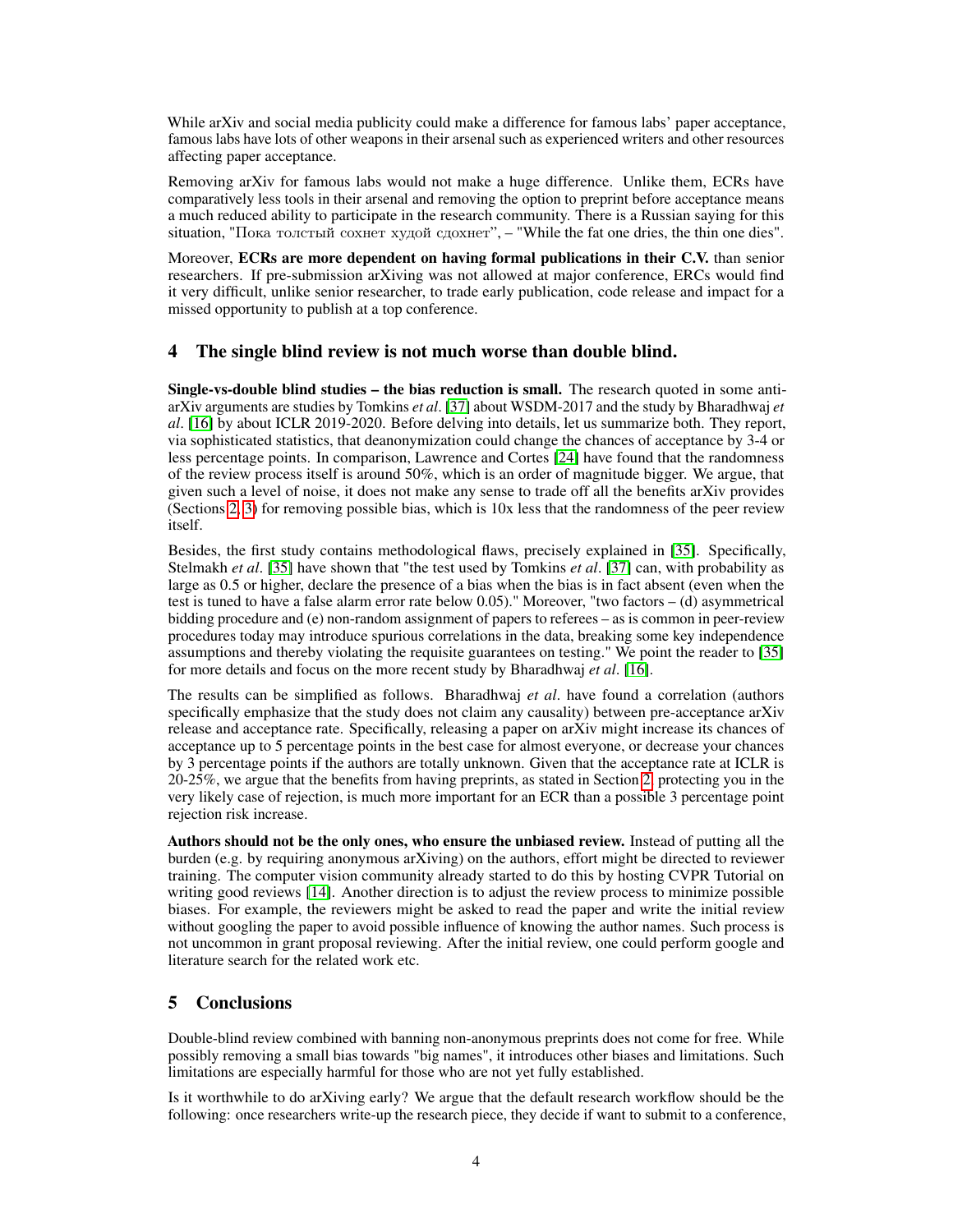While arXiv and social media publicity could make a difference for famous labs' paper acceptance, famous labs have lots of other weapons in their arsenal such as experienced writers and other resources affecting paper acceptance.

Removing arXiv for famous labs would not make a huge difference. Unlike them, ECRs have comparatively less tools in their arsenal and removing the option to preprint before acceptance means a much reduced ability to participate in the research community. There is a Russian saying for this situation, "Пока толстый сохнет худой сдохнет", – "While the fat one dries, the thin one dies".

Moreover, **ECRs are more dependent on having formal publications in their C.V.** than senior researchers. If pre-submission arXiving was not allowed at major conference, ERCs would find it very difficult, unlike senior researcher, to trade early publication, code release and impact for a missed opportunity to publish at a top conference.

## 4 The single blind review is not much worse than double blind.

**Single-vs-double blind studies – the bias reduction is small.** The research quoted in some anti-arXiv arguments are studies by Tomkins *et al*. [37] about WSDM-2017 and the study by Bharadhwaj *et al*. [16] by about ICLR 2019-2020. Before delving into details, let us summarize both. They report, via sophisticated statistics, that deanonymization could change the chances of acceptance by 3-4 or less percentage points. In comparison, Lawrence and Cortes [24] have found that the randomness of the review process itself is around 50%, which is an order of magnitude bigger. We argue, that given such a level of noise, it does not make any sense to trade off all the benefits arXiv provides (Sections 2, 3) for removing possible bias, which is 10x less that the randomness of the peer review itself.

Besides, the first study contains methodological flaws, precisely explained in [35]. Specifically, Stelmakh *et al*. [35] have shown that "the test used by Tomkins *et al*. [37] can, with probability as large as 0.5 or higher, declare the presence of a bias when the bias is in fact absent (even when the test is tuned to have a false alarm error rate below 0.05)." Moreover, "two factors – (d) asymmetrical bidding procedure and (e) non-random assignment of papers to referees – as is common in peer-review procedures today may introduce spurious correlations in the data, breaking some key independence assumptions and thereby violating the requisite guarantees on testing." We point the reader to [35] for more details and focus on the more recent study by Bharadhwaj *et al*. [16].

The results can be simplified as follows. Bharadhwaj *et al*. have found a correlation (authors specifically emphasize that the study does not claim any causality) between pre-acceptance arXiv release and acceptance rate. Specifically, releasing a paper on arXiv might increase its chances of acceptance up to 5 percentage points in the best case for almost everyone, or decrease your chances by 3 percentage points if the authors are totally unknown. Given that the acceptance rate at ICLR is 20-25%, we argue that the benefits from having preprints, as stated in Section 2, protecting you in the very likely case of rejection, is much more important for an ECR than a possible 3 percentage point rejection risk increase.

**Authors should not be the only ones, who ensure the unbiased review.** Instead of putting all the burden (e.g. by requiring anonymous arXiving) on the authors, effort might be directed to reviewer training. The computer vision community already started to do this by hosting CVPR Tutorial on writing good reviews [14]. Another direction is to adjust the review process to minimize possible biases. For example, the reviewers might be asked to read the paper and write the initial review without googling the paper to avoid possible influence of knowing the author names. Such process is not uncommon in grant proposal reviewing. After the initial review, one could perform google and literature search for the related work etc.

## 5 Conclusions

Double-blind review combined with banning non-anonymous preprints does not come for free. While possibly removing a small bias towards "big names", it introduces other biases and limitations. Such limitations are especially harmful for those who are not yet fully established.

Is it worthwhile to do arXiving early? We argue that the default research workflow should be the following: once researchers write-up the research piece, they decide if want to submit to a conference,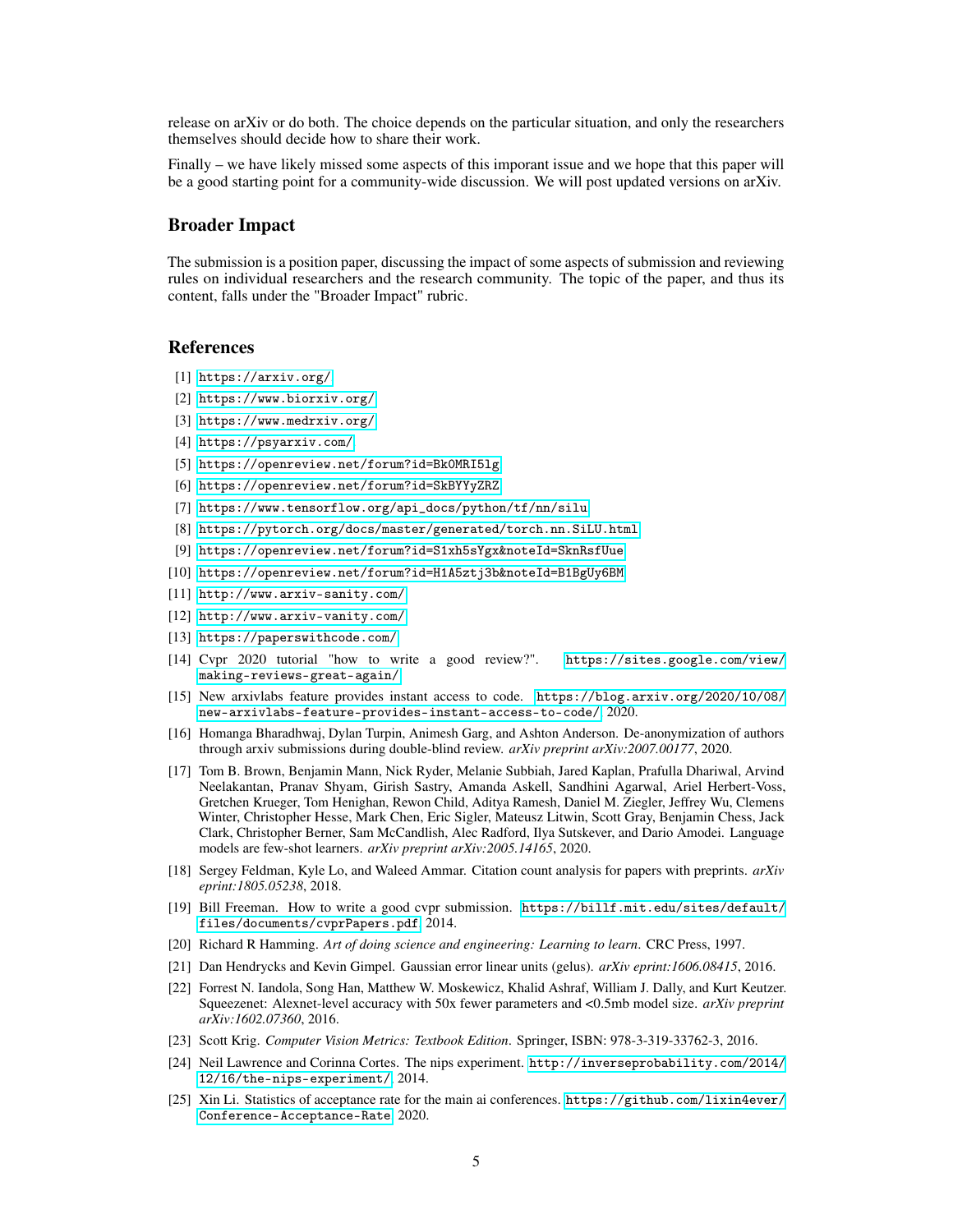release on arXiv or do both. The choice depends on the particular situation, and only the researchers themselves should decide how to share their work.

Finally – we have likely missed some aspects of this imporant issue and we hope that this paper will be a good starting point for a community-wide discussion. We will post updated versions on arXiv.

## Broader Impact

The submission is a position paper, discussing the impact of some aspects of submission and reviewing rules on individual researchers and the research community. The topic of the paper, and thus its content, falls under the "Broader Impact" rubric.

## References

[1] https://arxiv.org/

[2] https://www.biorxiv.org/

[3] https://www.medrxiv.org/

[4] https://psyarxiv.com/

[5] https://openreview.net/forum?id=Bk0MRI5lg

[6] https://openreview.net/forum?id=SkBYYyZRZ

[7] https://www.tensorflow.org/api_docs/python/tf/nn/silu

[8] https://pytorch.org/docs/master/generated/torch.nn.SiLU.html

[9] https://openreview.net/forum?id=S1xh5sYgx&noteId=SknRsfUue

[10] https://openreview.net/forum?id=H1A5ztj3b&noteId=B1BgUy6BM

[11] http://www.arxiv-sanity.com/

[12] http://www.arxiv-vanity.com/

[13] https://paperswithcode.com/

[14] Cvpr 2020 tutorial "how to write a good review?". https://sites.google.com/view/making-reviews-great-again/

[15] New arxivlabs feature provides instant access to code. https://blog.arxiv.org/2020/10/08/new-arxivlabs-feature-provides-instant-access-to-code/, 2020.

[16] Homanga Bharadhwaj, Dylan Turpin, Animesh Garg, and Ashton Anderson. De-anonymization of authors through arxiv submissions during double-blind review. *arXiv preprint arXiv:2007.00177*, 2020.

[17] Tom B. Brown, Benjamin Mann, Nick Ryder, Melanie Subbiah, Jared Kaplan, Prafulla Dhariwal, Arvind Neelakantan, Pranav Shyam, Girish Sastry, Amanda Askell, Sandhini Agarwal, Ariel Herbert-Voss, Gretchen Krueger, Tom Henighan, Rewon Child, Aditya Ramesh, Daniel M. Ziegler, Jeffrey Wu, Clemens Winter, Christopher Hesse, Mark Chen, Eric Sigler, Mateusz Litwin, Scott Gray, Benjamin Chess, Jack Clark, Christopher Berner, Sam McCandlish, Alec Radford, Ilya Sutskever, and Dario Amodei. Language models are few-shot learners. *arXiv preprint arXiv:2005.14165*, 2020.

[18] Sergey Feldman, Kyle Lo, and Waleed Ammar. Citation count analysis for papers with preprints. *arXiv eprint:1805.05238*, 2018.

[19] Bill Freeman. How to write a good cvpr submission. https://billf.mit.edu/sites/default/files/documents/cvprPapers.pdf, 2014.

[20] Richard R Hamming. *Art of doing science and engineering: Learning to learn*. CRC Press, 1997.

[21] Dan Hendrycks and Kevin Gimpel. Gaussian error linear units (gelus). *arXiv eprint:1606.08415*, 2016.

[22] Forrest N. Iandola, Song Han, Matthew W. Moskewicz, Khalid Ashraf, William J. Dally, and Kurt Keutzer. Squeezenet: Alexnet-level accuracy with 50x fewer parameters and <0.5mb model size. *arXiv preprint arXiv:1602.07360*, 2016.

[23] Scott Krig. *Computer Vision Metrics: Textbook Edition*. Springer, ISBN: 978-3-319-33762-3, 2016.

[24] Neil Lawrence and Corinna Cortes. The nips experiment. http://inverseprobability.com/2014/12/16/the-nips-experiment/, 2014.

[25] Xin Li. Statistics of acceptance rate for the main ai conferences. https://github.com/lixin4ever/Conference-Acceptance-Rate, 2020.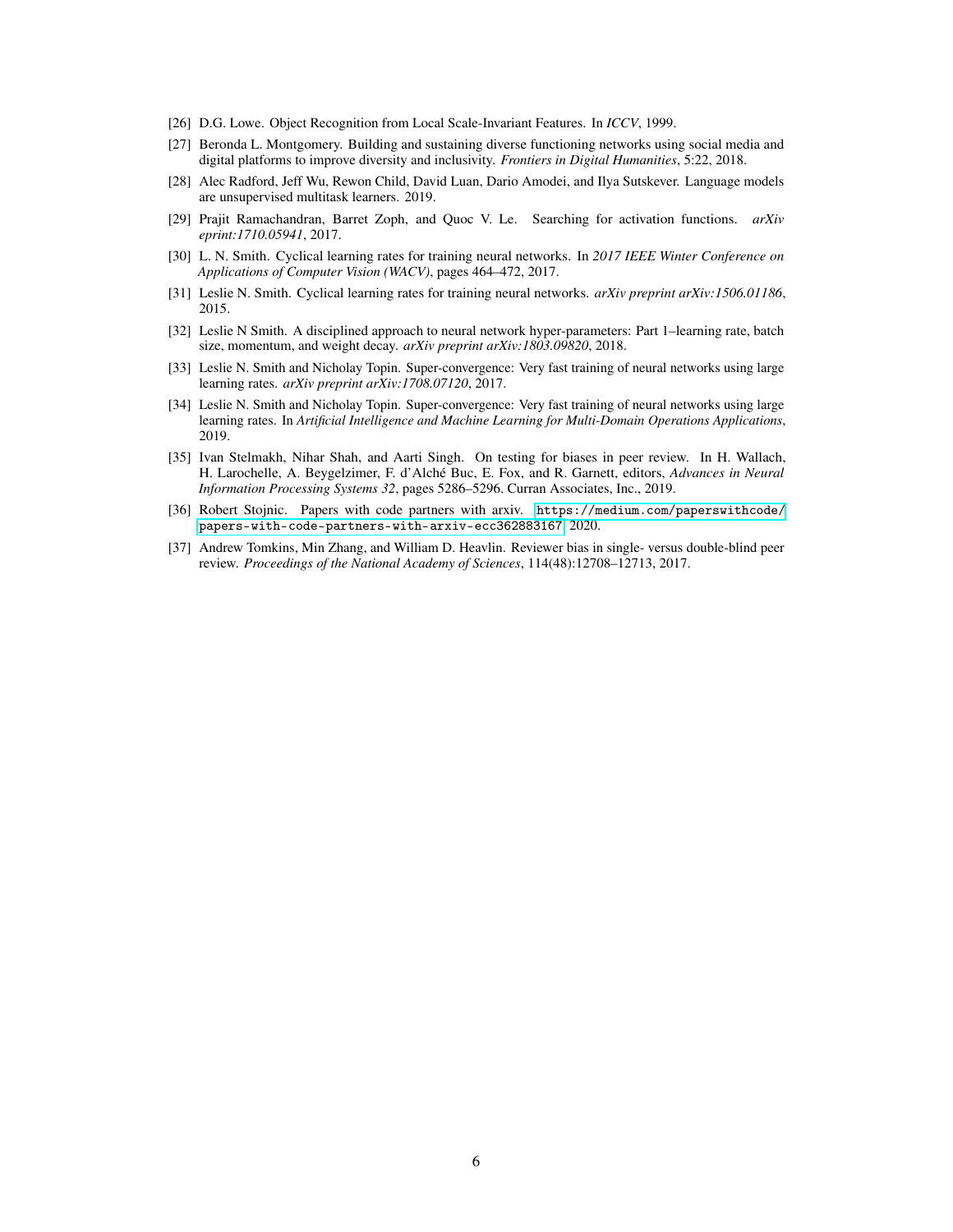[26] D.G. Lowe. Object Recognition from Local Scale-Invariant Features. In *ICCV*, 1999.

[27] Beronda L. Montgomery. Building and sustaining diverse functioning networks using social media and digital platforms to improve diversity and inclusivity. *Frontiers in Digital Humanities*, 5:22, 2018.

[28] Alec Radford, Jeff Wu, Rewon Child, David Luan, Dario Amodei, and Ilya Sutskever. Language models are unsupervised multitask learners. 2019.

[29] Prajit Ramachandran, Barret Zoph, and Quoc V. Le. Searching for activation functions. *arXiv eprint:1710.05941*, 2017.

[30] L. N. Smith. Cyclical learning rates for training neural networks. In *2017 IEEE Winter Conference on Applications of Computer Vision (WACV)*, pages 464–472, 2017.

[31] Leslie N. Smith. Cyclical learning rates for training neural networks. *arXiv preprint arXiv:1506.01186*, 2015.

[32] Leslie N Smith. A disciplined approach to neural network hyper-parameters: Part 1–learning rate, batch size, momentum, and weight decay. *arXiv preprint arXiv:1803.09820*, 2018.

[33] Leslie N. Smith and Nicholay Topin. Super-convergence: Very fast training of neural networks using large learning rates. *arXiv preprint arXiv:1708.07120*, 2017.

[34] Leslie N. Smith and Nicholay Topin. Super-convergence: Very fast training of neural networks using large learning rates. In *Artificial Intelligence and Machine Learning for Multi-Domain Operations Applications*, 2019.

[35] Ivan Stelmakh, Nihar Shah, and Aarti Singh. On testing for biases in peer review. In H. Wallach, H. Larochelle, A. Beygelzimer, F. d'Alché Buc, E. Fox, and R. Garnett, editors, *Advances in Neural Information Processing Systems 32*, pages 5286–5296. Curran Associates, Inc., 2019.

[36] Robert Stojnic. Papers with code partners with arxiv. `https://medium.com/paperswithcode/papers-with-code-partners-with-arxiv-ecc362883167`, 2020.

[37] Andrew Tomkins, Min Zhang, and William D. Heavlin. Reviewer bias in single- versus double-blind peer review. *Proceedings of the National Academy of Sciences*, 114(48):12708–12713, 2017.